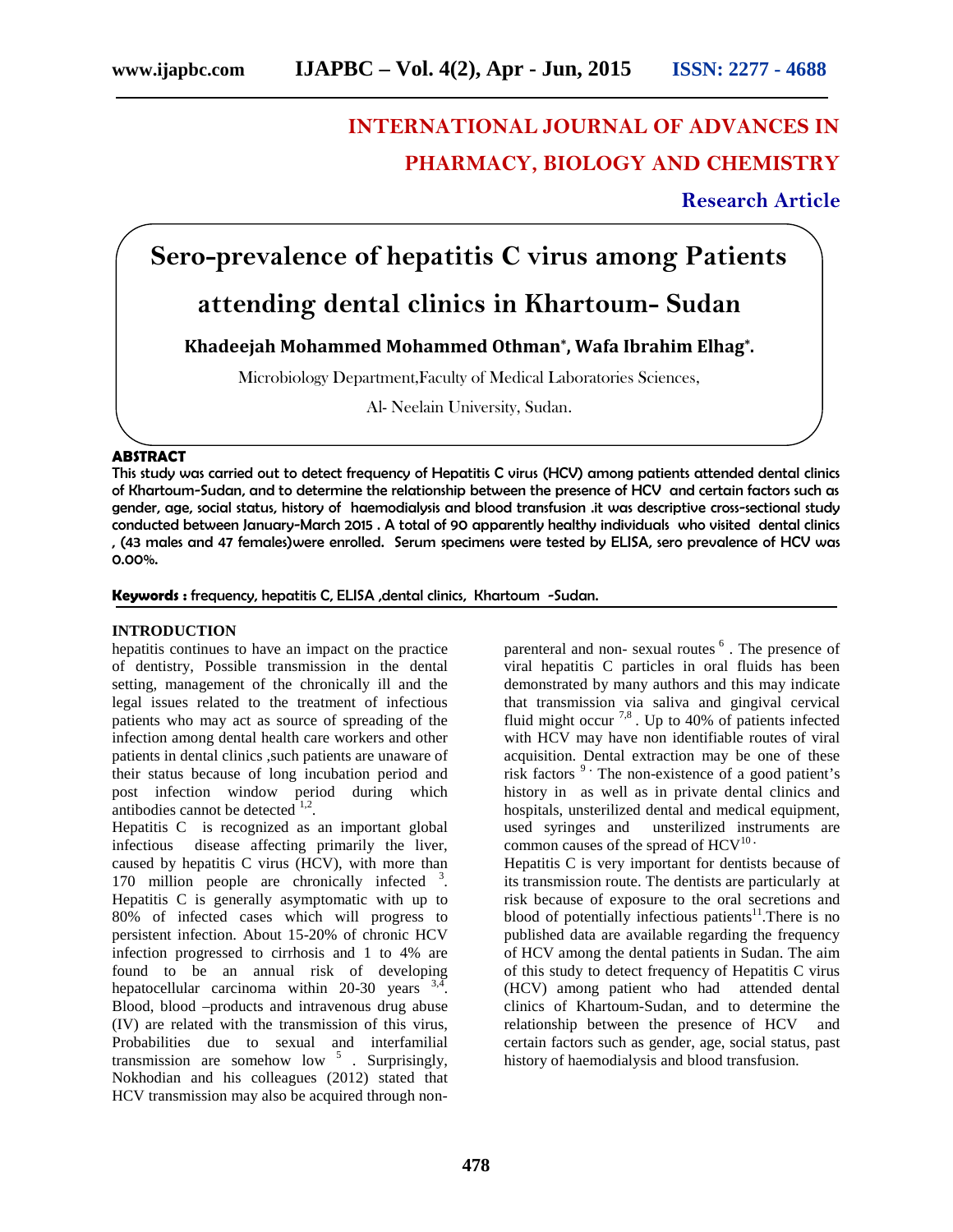# INTERNATIONAL JOURNAL OF ADVANCES IN PHARMACY, BIOLOGY AND CHEMISTRY

**Research Article**

# Sero-prevalence of hepatitis C virus among Patients attending dental clinics in Khartoum- Sudan

**Khadeejah Mohammed Mohammed Othman\*, Wafa Ibrahim Elhag\*.**

Microbiology Department,Faculty of Medical Laboratories Sciences,

Al- Neelain University, Sudan.

## ABSTRACT

This study was carried out to detect frequency of Hepatitis C virus (HCV) among patients attended dental clinics of Khartoum-Sudan, and to determine the relationship between the presence of HCV and certain factors such as gender, age, social status, history of haemodialysis and blood transfusion .it was descriptive cross-sectional study conducted between January-March 2015 . A total of 90 apparently healthy individuals who visited dental clinics , (43 males and 47 females)were enrolled. Serum specimens were tested by ELISA, sero prevalence of HCV was 0.00%.

**Keywords :** frequency, hepatitis C, ELISA ,dental clinics, Khartoum -Sudan.

## INTRODUCTION

hepatitis continues to have an impact on the practice of dentistry, Possible transmission in the dental setting, management of the chronically ill and the legal issues related to the treatment of infectious patients who may act as source of spreading of the infection among dental health care workers and other patients in dental clinics ,such patients are unaware of their status because of long incubation period and post infection window period during which antibodies cannot be detected [1,2].

Hepatitis C is recognized as an important global infectious disease affecting primarily the liver, caused by hepatitis C virus (HCV), with more than 170 million people are chronically infected [3]. Hepatitis C is generally asymptomatic with up to 80% of infected cases which will progress to persistent infection. About 15-20% of chronic HCV infection progressed to cirrhosis and 1 to 4% are found to be an annual risk of developing hepatocellular carcinoma within 20-30 years [3,4]. Blood, blood –products and intravenous drug abuse (IV) are related with the transmission of this virus, Probabilities due to sexual and interfamilial transmission are somehow low [5] . Surprisingly, Nokhodian and his colleagues (2012) stated that HCV transmission may also be acquired through non-parenteral and non- sexual routes [6] . The presence of viral hepatitis C particles in oral fluids has been demonstrated by many authors and this may indicate that transmission via saliva and gingival cervical fluid might occur [7,8] . Up to 40% of patients infected with HCV may have non identifiable routes of viral acquisition. Dental extraction may be one of these risk factors [9]. The non-existence of a good patient's history in as well as in private dental clinics and hospitals, unsterilized dental and medical equipment, used syringes and unsterilized instruments are common causes of the spread of HCV[10].

Hepatitis C is very important for dentists because of its transmission route. The dentists are particularly at risk because of exposure to the oral secretions and blood of potentially infectious patients[11].There is no published data are available regarding the frequency of HCV among the dental patients in Sudan. The aim of this study to detect frequency of Hepatitis C virus (HCV) among patient who had attended dental clinics of Khartoum-Sudan, and to determine the relationship between the presence of HCV and certain factors such as gender, age, social status, past history of haemodialysis and blood transfusion.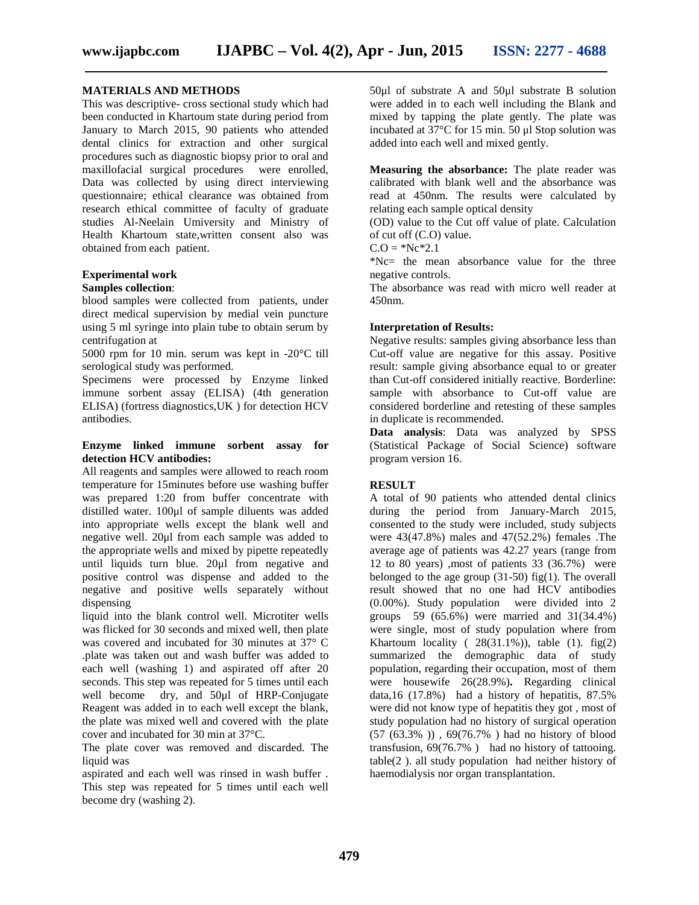## MATERIALS AND METHODS

This was descriptive- cross sectional study which had been conducted in Khartoum state during period from January to March 2015, 90 patients who attended dental clinics for extraction and other surgical procedures such as diagnostic biopsy prior to oral and maxillofacial surgical procedures were enrolled, Data was collected by using direct interviewing questionnaire; ethical clearance was obtained from research ethical committee of faculty of graduate studies Al-Neelain Umiversity and Ministry of Health Khartoum state,written consent also was obtained from each patient.

### Experimental work

**Samples collection**:

blood samples were collected from patients, under direct medical supervision by medial vein puncture using 5 ml syringe into plain tube to obtain serum by centrifugation at

5000 rpm for 10 min. serum was kept in -20°C till serological study was performed.

Specimens were processed by Enzyme linked immune sorbent assay (ELISA) (4th generation ELISA) (fortress diagnostics,UK ) for detection HCV antibodies.

### Enzyme linked immune sorbent assay for detection HCV antibodies:

All reagents and samples were allowed to reach room temperature for 15minutes before use washing buffer was prepared 1:20 from buffer concentrate with distilled water. 100µl of sample diluents was added into appropriate wells except the blank well and negative well. 20µl from each sample was added to the appropriate wells and mixed by pipette repeatedly until liquids turn blue. 20µl from negative and positive control was dispense and added to the negative and positive wells separately without dispensing

liquid into the blank control well. Microtiter wells was flicked for 30 seconds and mixed well, then plate was covered and incubated for 30 minutes at 37° C .plate was taken out and wash buffer was added to each well (washing 1) and aspirated off after 20 seconds. This step was repeated for 5 times until each well become dry, and 50µl of HRP-Conjugate Reagent was added in to each well except the blank, the plate was mixed well and covered with the plate cover and incubated for 30 min at 37°C.

The plate cover was removed and discarded. The liquid was

aspirated and each well was rinsed in wash buffer . This step was repeated for 5 times until each well become dry (washing 2).

50µl of substrate A and 50µl substrate B solution were added in to each well including the Blank and mixed by tapping the plate gently. The plate was incubated at 37°C for 15 min. 50 µl Stop solution was added into each well and mixed gently.

**Measuring the absorbance:** The plate reader was calibrated with blank well and the absorbance was read at 450nm. The results were calculated by relating each sample optical density

(OD) value to the Cut off value of plate. Calculation of cut off (C.O) value.

C.O = *Nc*2.1

*Nc= the mean absorbance value for the three negative controls.

The absorbance was read with micro well reader at 450nm.

**Interpretation of Results:**

Negative results: samples giving absorbance less than Cut-off value are negative for this assay. Positive result: sample giving absorbance equal to or greater than Cut-off considered initially reactive. Borderline: sample with absorbance to Cut-off value are considered borderline and retesting of these samples in duplicate is recommended.

**Data analysis**: Data was analyzed by SPSS (Statistical Package of Social Science) software program version 16.

## RESULT

A total of 90 patients who attended dental clinics during the period from January-March 2015, consented to the study were included, study subjects were 43(47.8%) males and 47(52.2%) females .The average age of patients was 42.27 years (range from 12 to 80 years) ,most of patients 33 (36.7%) were belonged to the age group (31-50) fig(1). The overall result showed that no one had HCV antibodies (0.00%). Study population were divided into 2 groups 59 (65.6%) were married and 31(34.4%) were single, most of study population where from Khartoum locality ( 28(31.1%)), table (1). fig(2) summarized the demographic data of study population, regarding their occupation, most of them were housewife 26(28.9%)**.** Regarding clinical data,16 (17.8%) had a history of hepatitis, 87.5% were did not know type of hepatitis they got , most of study population had no history of surgical operation (57 (63.3% )) , 69(76.7% ) had no history of blood transfusion, 69(76.7% ) had no history of tattooing. table(2 ). all study population had neither history of haemodialysis nor organ transplantation.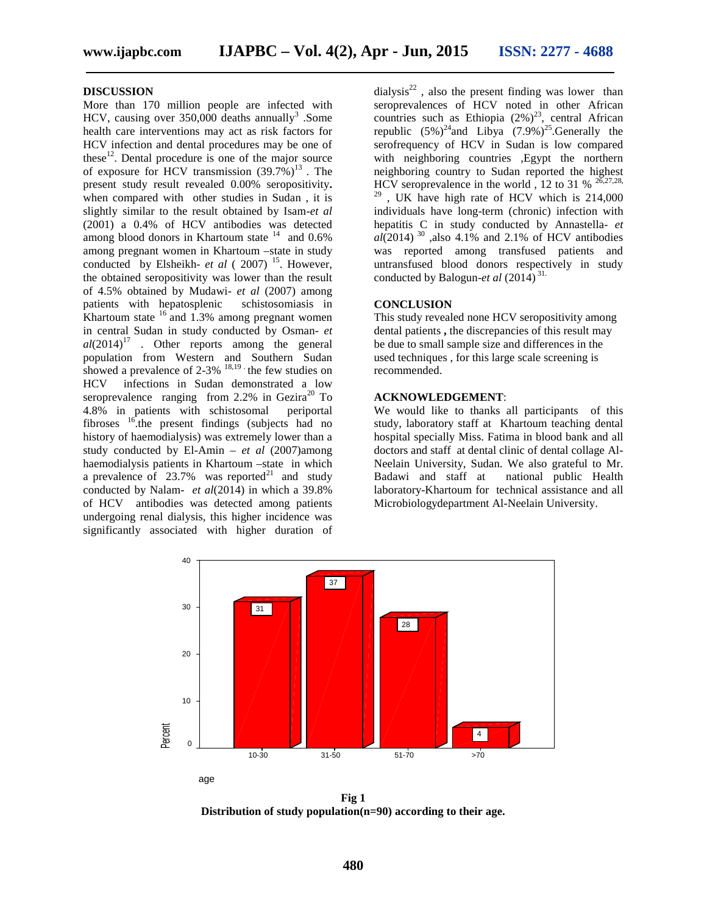## DISCUSSION

More than 170 million people are infected with HCV, causing over 350,000 deaths annually[3] .Some health care interventions may act as risk factors for HCV infection and dental procedures may be one of these[12]. Dental procedure is one of the major source of exposure for HCV transmission (39.7%)[13] . The present study result revealed 0.00% seropositivity**.** when compared with other studies in Sudan , it is slightly similar to the result obtained by Isam-*et al* (2001) a 0.4% of HCV antibodies was detected among blood donors in Khartoum state [14] and 0.6% among pregnant women in Khartoum –state in study conducted by Elsheikh- *et al* ( 2007) [15]. However, the obtained seropositivity was lower than the result of 4.5% obtained by Mudawi- *et al* (2007) among patients with hepatosplenic schistosomiasis in Khartoum state [16] and 1.3% among pregnant women in central Sudan in study conducted by Osman- *et al*(2014)[17] . Other reports among the general population from Western and Southern Sudan showed a prevalence of 2-3% [18,19] . the few studies on HCV infections in Sudan demonstrated a low seroprevalence ranging from 2.2% in Gezira[20] To 4.8% in patients with schistosomal periportal fibroses [16].the present findings (subjects had no history of haemodialysis) was extremely lower than a study conducted by El-Amin – *et al* (2007)among haemodialysis patients in Khartoum –state in which a prevalence of 23.7% was reported[21] and study conducted by Nalam- *et al*(2014) in which a 39.8% of HCV antibodies was detected among patients undergoing renal dialysis, this higher incidence was significantly associated with higher duration of dialysis[22] , also the present finding was lower than seroprevalences of HCV noted in other African countries such as Ethiopia (2%)[23], central African republic (5%)[24]and Libya (7.9%)[25].Generally the serofrequency of HCV in Sudan is low compared with neighboring countries ,Egypt the northern neighboring country to Sudan reported the highest HCV seroprevalence in the world , 12 to 31 % [26,27,28,29] , UK have high rate of HCV which is 214,000 individuals have long-term (chronic) infection with hepatitis C in study conducted by Annastella- *et al*(2014) [30] ,also 4.1% and 2.1% of HCV antibodies was reported among transfused patients and untransfused blood donors respectively in study conducted by Balogun-*et al* (2014) [31.]

## CONCLUSION

This study revealed none HCV seropositivity among dental patients **,** the discrepancies of this result may be due to small sample size and differences in the used techniques , for this large scale screening is recommended.

## ACKNOWLEDGEMENT:

We would like to thanks all participants of this study, laboratory staff at Khartoum teaching dental hospital specially Miss. Fatima in blood bank and all doctors and staff at dental clinic of dental collage Al-Neelain University, Sudan. We also grateful to Mr. Badawi and staff at national public Health laboratory-Khartoum for technical assistance and all Microbiologydepartment Al-Neelain University.

| age | Percent |
|---|---|
| 10-30 | 31 |
| 31-50 | 37 |
| 51-70 | 28 |
| >70 | 4 |

**Fig 1**
**Distribution of study population(n=90) according to their age.**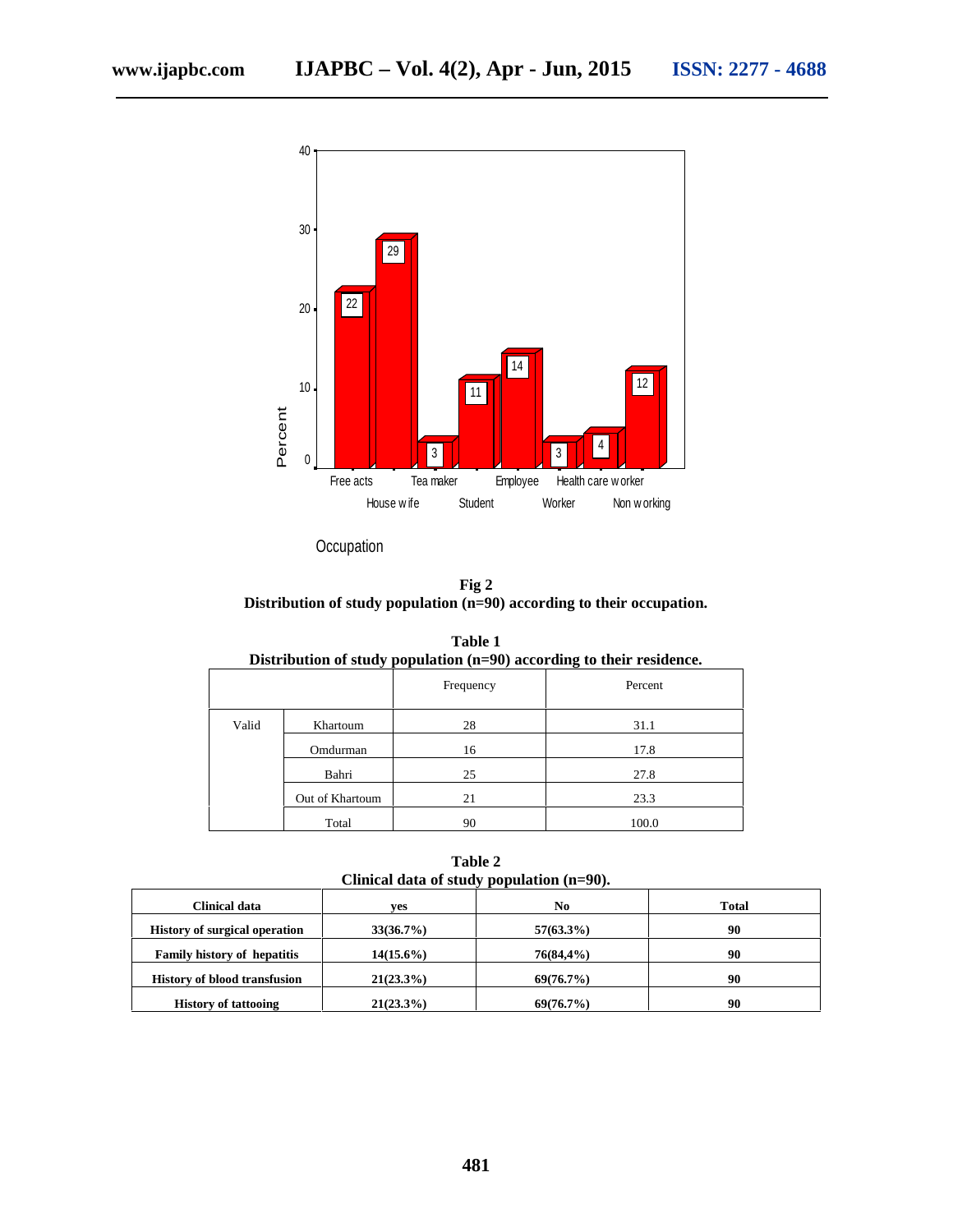**Fig 2**
**Distribution of study population (n=90) according to their occupation.**

**Table 1**
**Distribution of study population (n=90) according to their residence.**

| | | Frequency | Percent |
|---|---|---|---|
| Valid | Khartoum | 28 | 31.1 |
| | Omdurman | 16 | 17.8 |
| | Bahri | 25 | 27.8 |
| | Out of Khartoum | 21 | 23.3 |
| | Total | 90 | 100.0 |

**Table 2**
**Clinical data of study population (n=90).**

| Clinical data | yes | No | Total |
|---|---|---|---|
| History of surgical operation | 33(36.7%) | 57(63.3%) | 90 |
| Family history of hepatitis | 14(15.6%) | 76(84,4%) | 90 |
| History of blood transfusion | 21(23.3%) | 69(76.7%) | 90 |
| History of tattooing | 21(23.3%) | 69(76.7%) | 90 |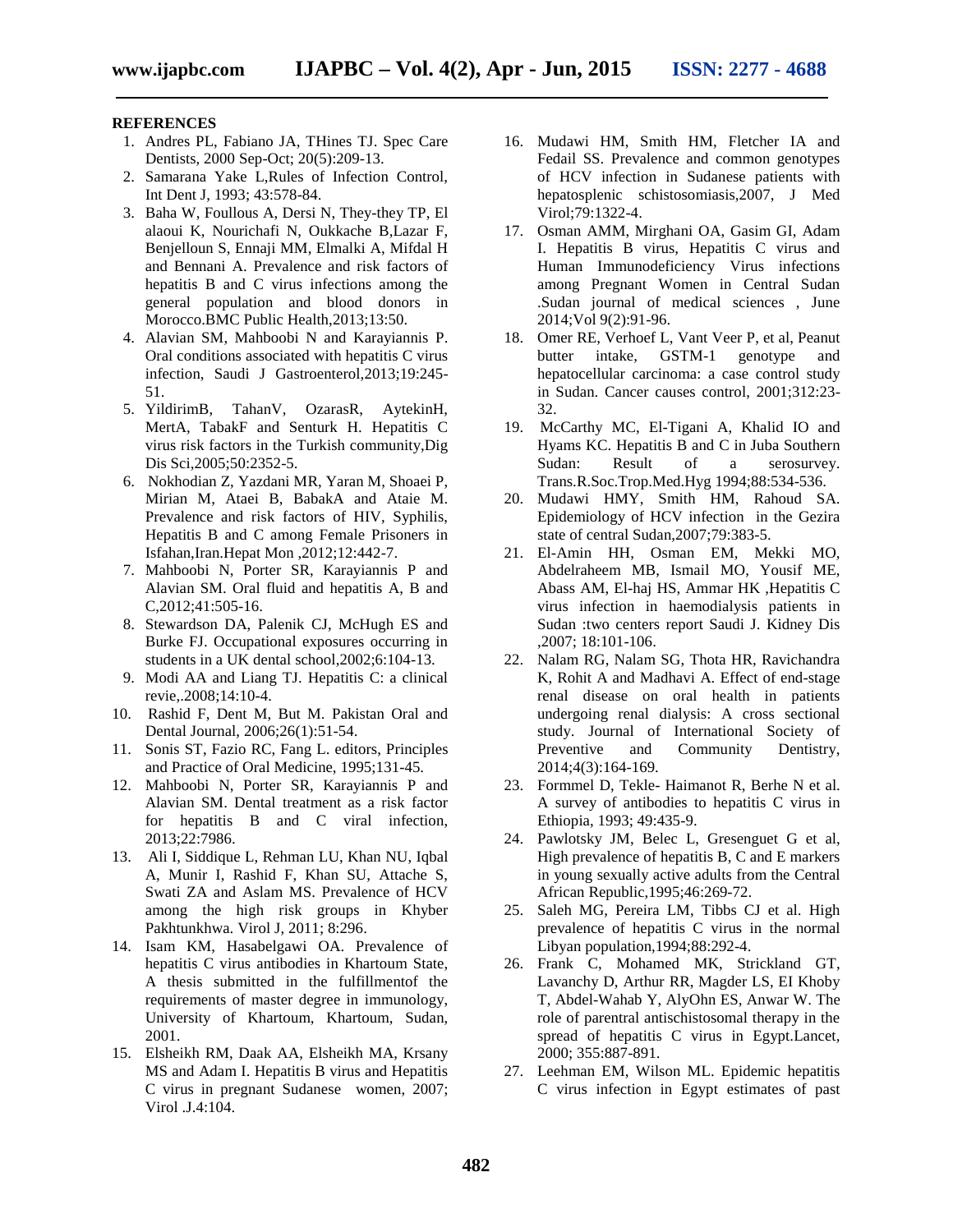## REFERENCES

1. Andres PL, Fabiano JA, THines TJ. Spec Care Dentists, 2000 Sep-Oct; 20(5):209-13.
2. Samarana Yake L,Rules of Infection Control, Int Dent J, 1993; 43:578-84.
3. Baha W, Foullous A, Dersi N, They-they TP, El alaoui K, Nourichafi N, Oukkache B,Lazar F, Benjelloun S, Ennaji MM, Elmalki A, Mifdal H and Bennani A. Prevalence and risk factors of hepatitis B and C virus infections among the general population and blood donors in Morocco.BMC Public Health,2013;13:50.
4. Alavian SM, Mahboobi N and Karayiannis P. Oral conditions associated with hepatitis C virus infection, Saudi J Gastroenterol,2013;19:245-51.
5. YildirimB, TahanV, OzarasR, AytekinH, MertA, TabakF and Senturk H. Hepatitis C virus risk factors in the Turkish community,Dig Dis Sci,2005;50:2352-5.
6. Nokhodian Z, Yazdani MR, Yaran M, Shoaei P, Mirian M, Ataei B, BabakA and Ataie M. Prevalence and risk factors of HIV, Syphilis, Hepatitis B and C among Female Prisoners in Isfahan,Iran.Hepat Mon ,2012;12:442-7.
7. Mahboobi N, Porter SR, Karayiannis P and Alavian SM. Oral fluid and hepatitis A, B and C,2012;41:505-16.
8. Stewardson DA, Palenik CJ, McHugh ES and Burke FJ. Occupational exposures occurring in students in a UK dental school,2002;6:104-13.
9. Modi AA and Liang TJ. Hepatitis C: a clinical revie,.2008;14:10-4.
10. Rashid F, Dent M, But M. Pakistan Oral and Dental Journal, 2006;26(1):51-54.
11. Sonis ST, Fazio RC, Fang L. editors, Principles and Practice of Oral Medicine, 1995;131-45.
12. Mahboobi N, Porter SR, Karayiannis P and Alavian SM. Dental treatment as a risk factor for hepatitis B and C viral infection, 2013;22:7986.
13. Ali I, Siddique L, Rehman LU, Khan NU, Iqbal A, Munir I, Rashid F, Khan SU, Attache S, Swati ZA and Aslam MS. Prevalence of HCV among the high risk groups in Khyber Pakhtunkhwa. Virol J, 2011; 8:296.
14. Isam KM, Hasabelgawi OA. Prevalence of hepatitis C virus antibodies in Khartoum State, A thesis submitted in the fulfillmentof the requirements of master degree in immunology, University of Khartoum, Khartoum, Sudan, 2001.
15. Elsheikh RM, Daak AA, Elsheikh MA, Krsany MS and Adam I. Hepatitis B virus and Hepatitis C virus in pregnant Sudanese women, 2007; Virol .J.4:104.
16. Mudawi HM, Smith HM, Fletcher IA and Fedail SS. Prevalence and common genotypes of HCV infection in Sudanese patients with hepatosplenic schistosomiasis,2007, J Med Virol;79:1322-4.
17. Osman AMM, Mirghani OA, Gasim GI, Adam I. Hepatitis B virus, Hepatitis C virus and Human Immunodeficiency Virus infections among Pregnant Women in Central Sudan .Sudan journal of medical sciences , June 2014;Vol 9(2):91-96.
18. Omer RE, Verhoef L, Vant Veer P, et al, Peanut butter intake, GSTM-1 genotype and hepatocellular carcinoma: a case control study in Sudan. Cancer causes control, 2001;312:23-32.
19. McCarthy MC, El-Tigani A, Khalid IO and Hyams KC. Hepatitis B and C in Juba Southern Sudan: Result of a serosurvey. Trans.R.Soc.Trop.Med.Hyg 1994;88:534-536.
20. Mudawi HMY, Smith HM, Rahoud SA. Epidemiology of HCV infection in the Gezira state of central Sudan,2007;79:383-5.
21. El-Amin HH, Osman EM, Mekki MO, Abdelraheem MB, Ismail MO, Yousif ME, Abass AM, El-haj HS, Ammar HK ,Hepatitis C virus infection in haemodialysis patients in Sudan :two centers report Saudi J. Kidney Dis ,2007; 18:101-106.
22. Nalam RG, Nalam SG, Thota HR, Ravichandra K, Rohit A and Madhavi A. Effect of end-stage renal disease on oral health in patients undergoing renal dialysis: A cross sectional study. Journal of International Society of Preventive and Community Dentistry, 2014;4(3):164-169.
23. Formmel D, Tekle- Haimanot R, Berhe N et al. A survey of antibodies to hepatitis C virus in Ethiopia, 1993; 49:435-9.
24. Pawlotsky JM, Belec L, Gresenguet G et al, High prevalence of hepatitis B, C and E markers in young sexually active adults from the Central African Republic,1995;46:269-72.
25. Saleh MG, Pereira LM, Tibbs CJ et al. High prevalence of hepatitis C virus in the normal Libyan population,1994;88:292-4.
26. Frank C, Mohamed MK, Strickland GT, Lavanchy D, Arthur RR, Magder LS, EI Khoby T, Abdel-Wahab Y, AlyOhn ES, Anwar W. The role of parentral antischistosomal therapy in the spread of hepatitis C virus in Egypt.Lancet, 2000; 355:887-891.
27. Leehman EM, Wilson ML. Epidemic hepatitis C virus infection in Egypt estimates of past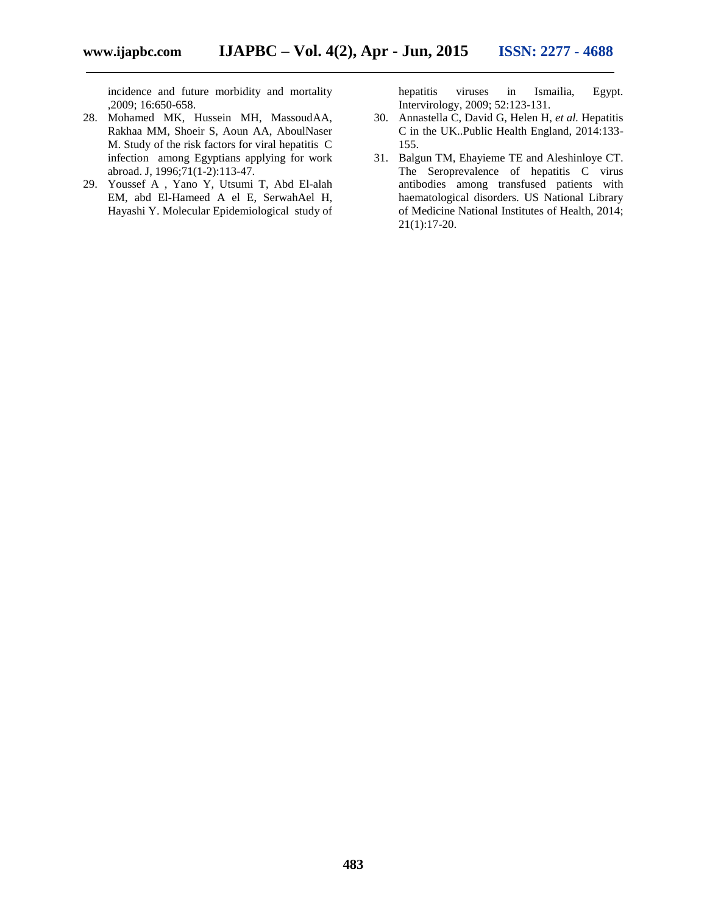incidence and future morbidity and mortality ,2009; 16:650-658.

28. Mohamed MK, Hussein MH, MassoudAA, Rakhaa MM, Shoeir S, Aoun AA, AboulNaser M. Study of the risk factors for viral hepatitis C infection among Egyptians applying for work abroad. J, 1996;71(1-2):113-47.
29. Youssef A , Yano Y, Utsumi T, Abd El-alah EM, abd El-Hameed A el E, SerwahAel H, Hayashi Y. Molecular Epidemiological study of hepatitis viruses in Ismailia, Egypt. Intervirology, 2009; 52:123-131.
30. Annastella C, David G, Helen H, *et al.* Hepatitis C in the UK..Public Health England, 2014:133-155.
31. Balgun TM, Ehayieme TE and Aleshinloye CT. The Seroprevalence of hepatitis C virus antibodies among transfused patients with haematological disorders. US National Library of Medicine National Institutes of Health, 2014; 21(1):17-20.